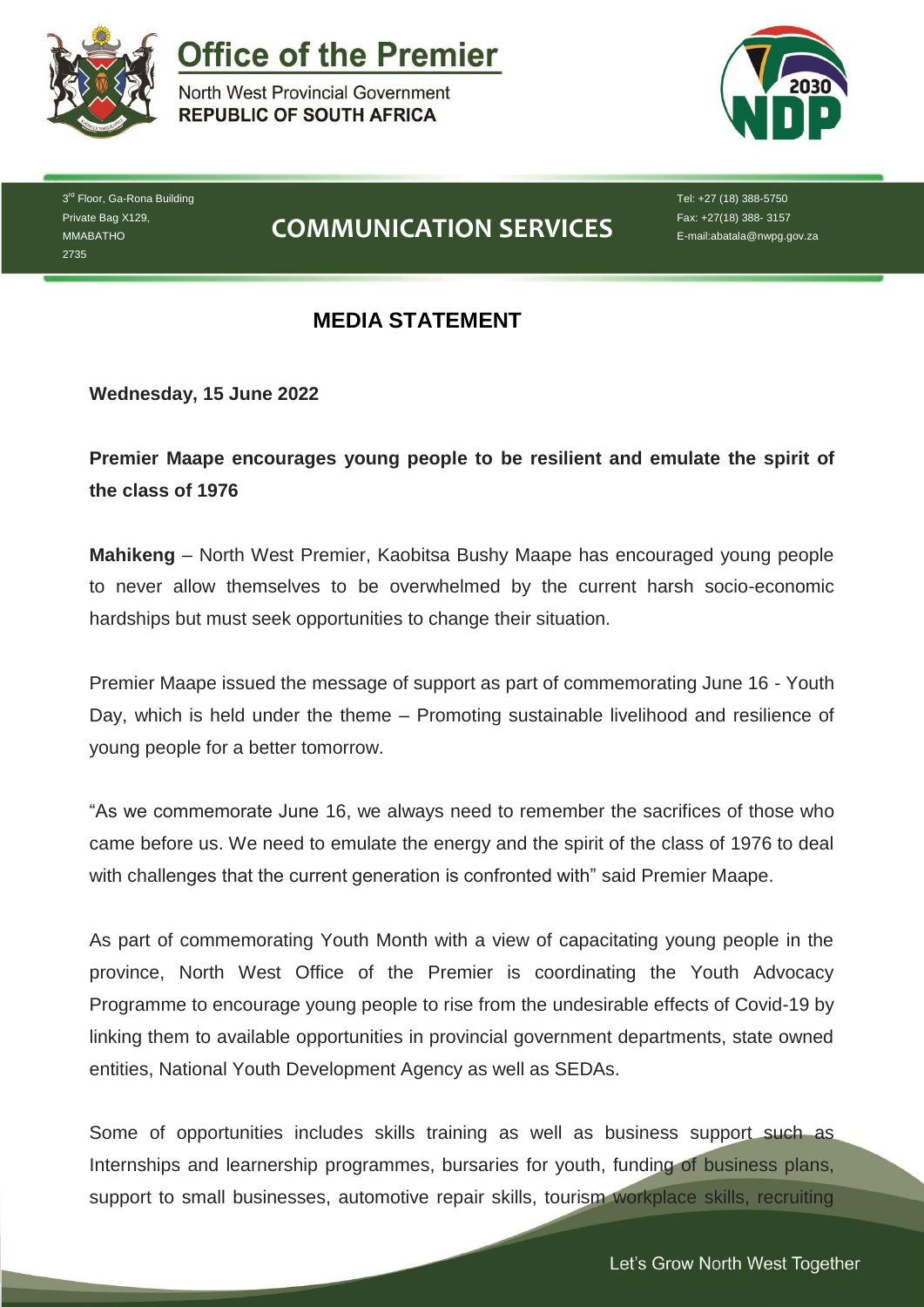# Office of the Premier

North West Provincial Government
**REPUBLIC OF SOUTH AFRICA**

3rd Floor, Ga-Rona Building
Private Bag X129,
MMABATHO
2735

## COMMUNICATION SERVICES

Tel: +27 (18) 388-5750
Fax: +27(18) 388- 3157
E-mail:abatala@nwpg.gov.za

## MEDIA STATEMENT

**Wednesday, 15 June 2022**

**Premier Maape encourages young people to be resilient and emulate the spirit of the class of 1976**

**Mahikeng** – North West Premier, Kaobitsa Bushy Maape has encouraged young people to never allow themselves to be overwhelmed by the current harsh socio-economic hardships but must seek opportunities to change their situation.

Premier Maape issued the message of support as part of commemorating June 16 - Youth Day, which is held under the theme – Promoting sustainable livelihood and resilience of young people for a better tomorrow.

"As we commemorate June 16, we always need to remember the sacrifices of those who came before us. We need to emulate the energy and the spirit of the class of 1976 to deal with challenges that the current generation is confronted with" said Premier Maape.

As part of commemorating Youth Month with a view of capacitating young people in the province, North West Office of the Premier is coordinating the Youth Advocacy Programme to encourage young people to rise from the undesirable effects of Covid-19 by linking them to available opportunities in provincial government departments, state owned entities, National Youth Development Agency as well as SEDAs.

Some of opportunities includes skills training as well as business support such as Internships and learnership programmes, bursaries for youth, funding of business plans, support to small businesses, automotive repair skills, tourism workplace skills, recruiting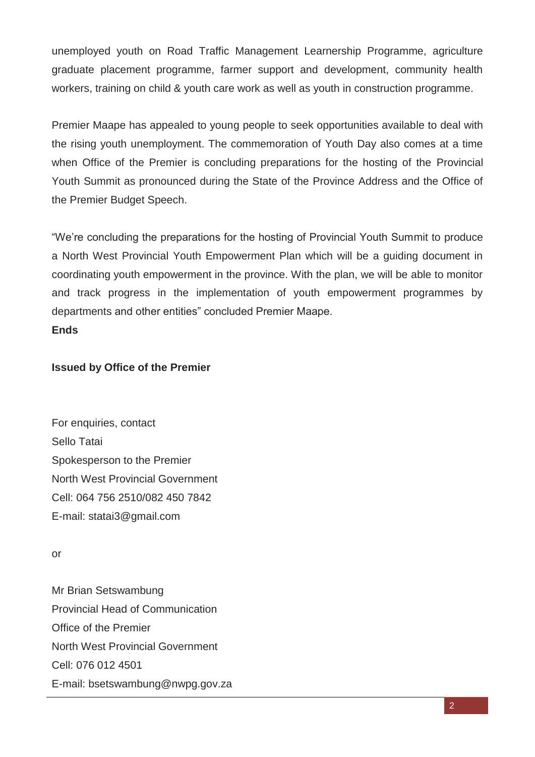unemployed youth on Road Traffic Management Learnership Programme, agriculture graduate placement programme, farmer support and development, community health workers, training on child & youth care work as well as youth in construction programme.

Premier Maape has appealed to young people to seek opportunities available to deal with the rising youth unemployment. The commemoration of Youth Day also comes at a time when Office of the Premier is concluding preparations for the hosting of the Provincial Youth Summit as pronounced during the State of the Province Address and the Office of the Premier Budget Speech.

"We're concluding the preparations for the hosting of Provincial Youth Summit to produce a North West Provincial Youth Empowerment Plan which will be a guiding document in coordinating youth empowerment in the province. With the plan, we will be able to monitor and track progress in the implementation of youth empowerment programmes by departments and other entities" concluded Premier Maape.

**Ends**

**Issued by Office of the Premier**

For enquiries, contact
Sello Tatai
Spokesperson to the Premier
North West Provincial Government
Cell: 064 756 2510/082 450 7842
E-mail: statai3@gmail.com

or

Mr Brian Setswambung
Provincial Head of Communication
Office of the Premier
North West Provincial Government
Cell: 076 012 4501
E-mail: bsetswambung@nwpg.gov.za